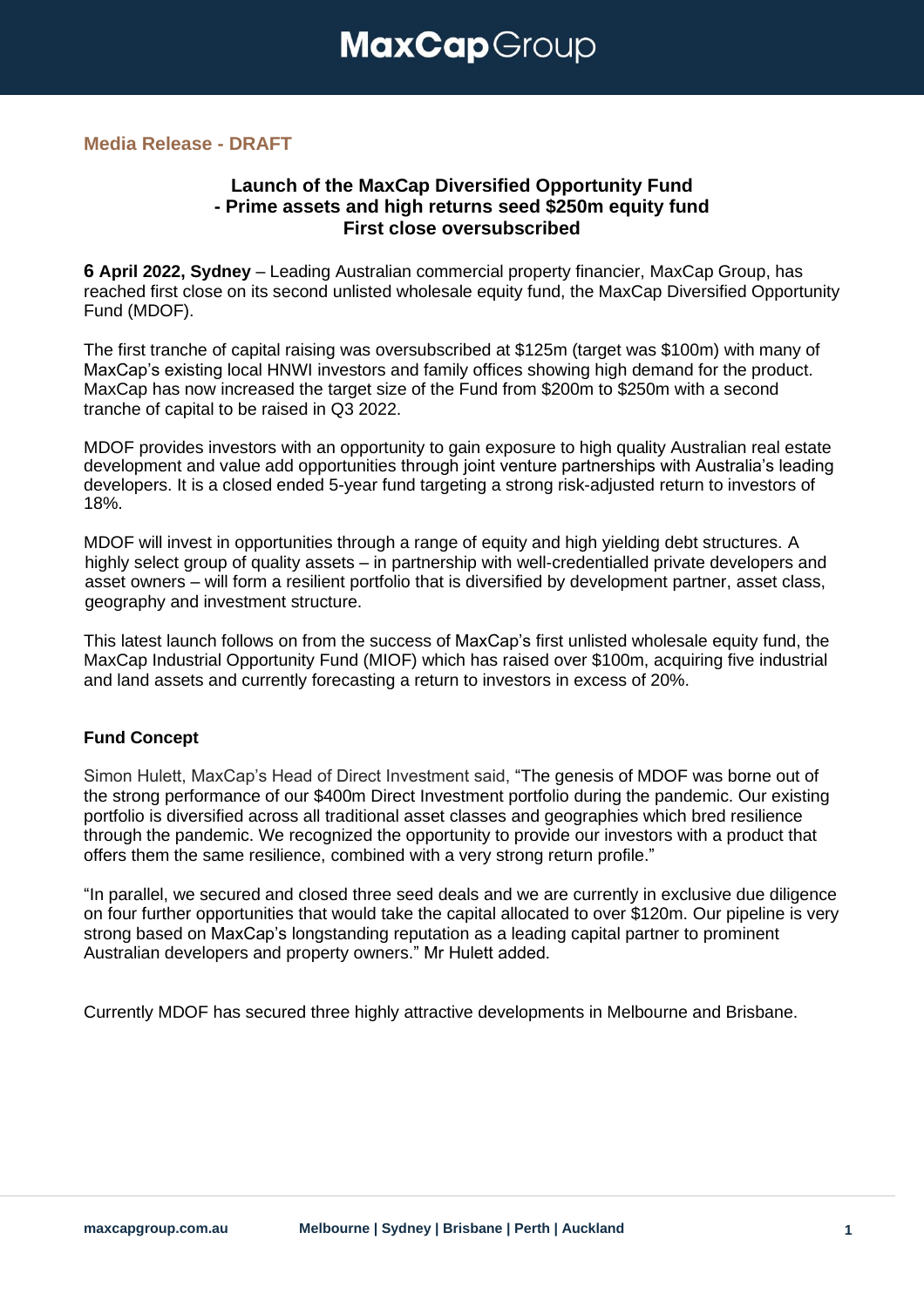# MaxCap Group

**Media Release - DRAFT**

## Launch of the MaxCap Diversified Opportunity Fund
## - Prime assets and high returns seed $250m equity fund
## First close oversubscribed

**6 April 2022, Sydney** – Leading Australian commercial property financier, MaxCap Group, has reached first close on its second unlisted wholesale equity fund, the MaxCap Diversified Opportunity Fund (MDOF).

The first tranche of capital raising was oversubscribed at $125m (target was $100m) with many of MaxCap's existing local HNWI investors and family offices showing high demand for the product. MaxCap has now increased the target size of the Fund from $200m to $250m with a second tranche of capital to be raised in Q3 2022.

MDOF provides investors with an opportunity to gain exposure to high quality Australian real estate development and value add opportunities through joint venture partnerships with Australia's leading developers. It is a closed ended 5-year fund targeting a strong risk-adjusted return to investors of 18%.

MDOF will invest in opportunities through a range of equity and high yielding debt structures. A highly select group of quality assets – in partnership with well-credentialled private developers and asset owners – will form a resilient portfolio that is diversified by development partner, asset class, geography and investment structure.

This latest launch follows on from the success of MaxCap's first unlisted wholesale equity fund, the MaxCap Industrial Opportunity Fund (MIOF) which has raised over $100m, acquiring five industrial and land assets and currently forecasting a return to investors in excess of 20%.

**Fund Concept**

Simon Hulett, MaxCap's Head of Direct Investment said, "The genesis of MDOF was borne out of the strong performance of our $400m Direct Investment portfolio during the pandemic. Our existing portfolio is diversified across all traditional asset classes and geographies which bred resilience through the pandemic. We recognized the opportunity to provide our investors with a product that offers them the same resilience, combined with a very strong return profile."

"In parallel, we secured and closed three seed deals and we are currently in exclusive due diligence on four further opportunities that would take the capital allocated to over $120m. Our pipeline is very strong based on MaxCap's longstanding reputation as a leading capital partner to prominent Australian developers and property owners." Mr Hulett added.

Currently MDOF has secured three highly attractive developments in Melbourne and Brisbane.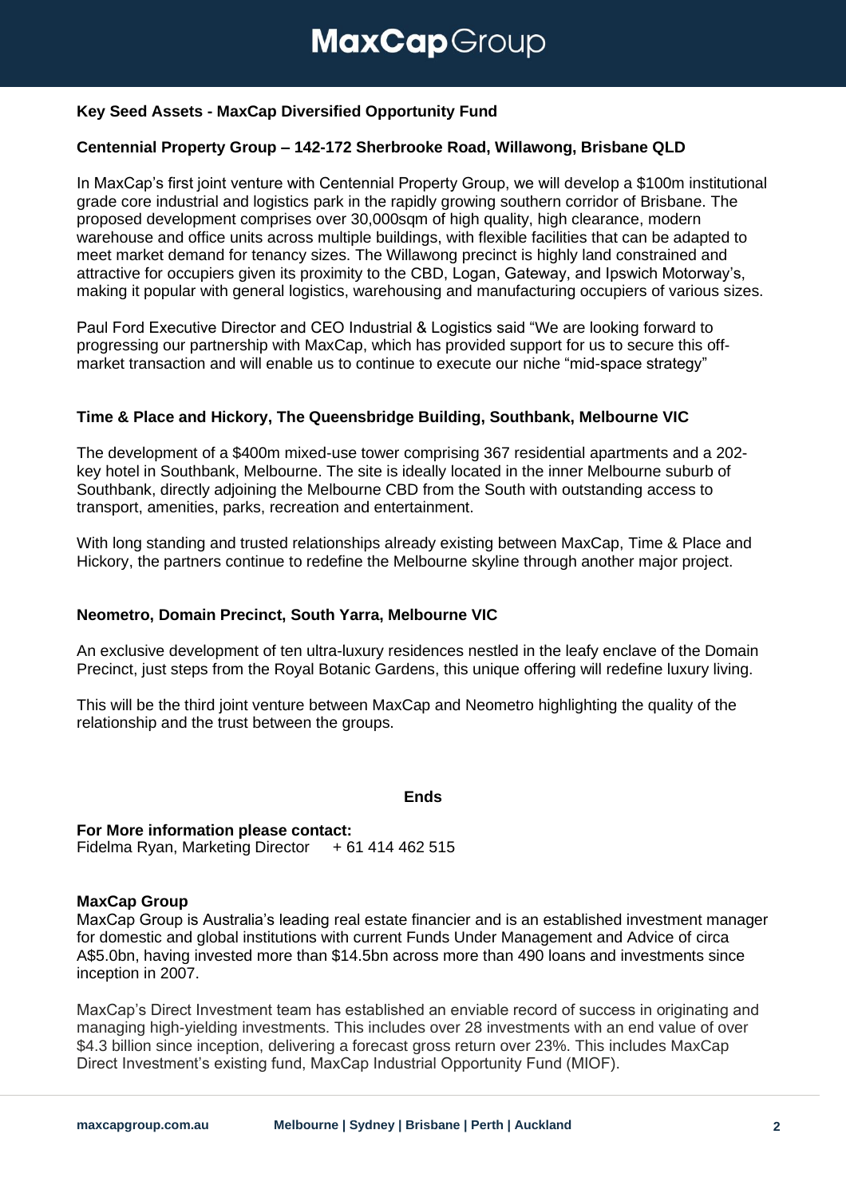**Key Seed Assets - MaxCap Diversified Opportunity Fund**

**Centennial Property Group – 142-172 Sherbrooke Road, Willawong, Brisbane QLD**

In MaxCap's first joint venture with Centennial Property Group, we will develop a $100m institutional grade core industrial and logistics park in the rapidly growing southern corridor of Brisbane. The proposed development comprises over 30,000sqm of high quality, high clearance, modern warehouse and office units across multiple buildings, with flexible facilities that can be adapted to meet market demand for tenancy sizes. The Willawong precinct is highly land constrained and attractive for occupiers given its proximity to the CBD, Logan, Gateway, and Ipswich Motorway's, making it popular with general logistics, warehousing and manufacturing occupiers of various sizes.

Paul Ford Executive Director and CEO Industrial & Logistics said "We are looking forward to progressing our partnership with MaxCap, which has provided support for us to secure this off-market transaction and will enable us to continue to execute our niche "mid-space strategy"

**Time & Place and Hickory, The Queensbridge Building, Southbank, Melbourne VIC**

The development of a $400m mixed-use tower comprising 367 residential apartments and a 202-key hotel in Southbank, Melbourne. The site is ideally located in the inner Melbourne suburb of Southbank, directly adjoining the Melbourne CBD from the South with outstanding access to transport, amenities, parks, recreation and entertainment.

With long standing and trusted relationships already existing between MaxCap, Time & Place and Hickory, the partners continue to redefine the Melbourne skyline through another major project.

**Neometro, Domain Precinct, South Yarra, Melbourne VIC**

An exclusive development of ten ultra-luxury residences nestled in the leafy enclave of the Domain Precinct, just steps from the Royal Botanic Gardens, this unique offering will redefine luxury living.

This will be the third joint venture between MaxCap and Neometro highlighting the quality of the relationship and the trust between the groups.

**Ends**

**For More information please contact:**
Fidelma Ryan, Marketing Director + 61 414 462 515

**MaxCap Group**
MaxCap Group is Australia's leading real estate financier and is an established investment manager for domestic and global institutions with current Funds Under Management and Advice of circa A$5.0bn, having invested more than $14.5bn across more than 490 loans and investments since inception in 2007.

MaxCap's Direct Investment team has established an enviable record of success in originating and managing high-yielding investments. This includes over 28 investments with an end value of over $4.3 billion since inception, delivering a forecast gross return over 23%. This includes MaxCap Direct Investment's existing fund, MaxCap Industrial Opportunity Fund (MIOF).